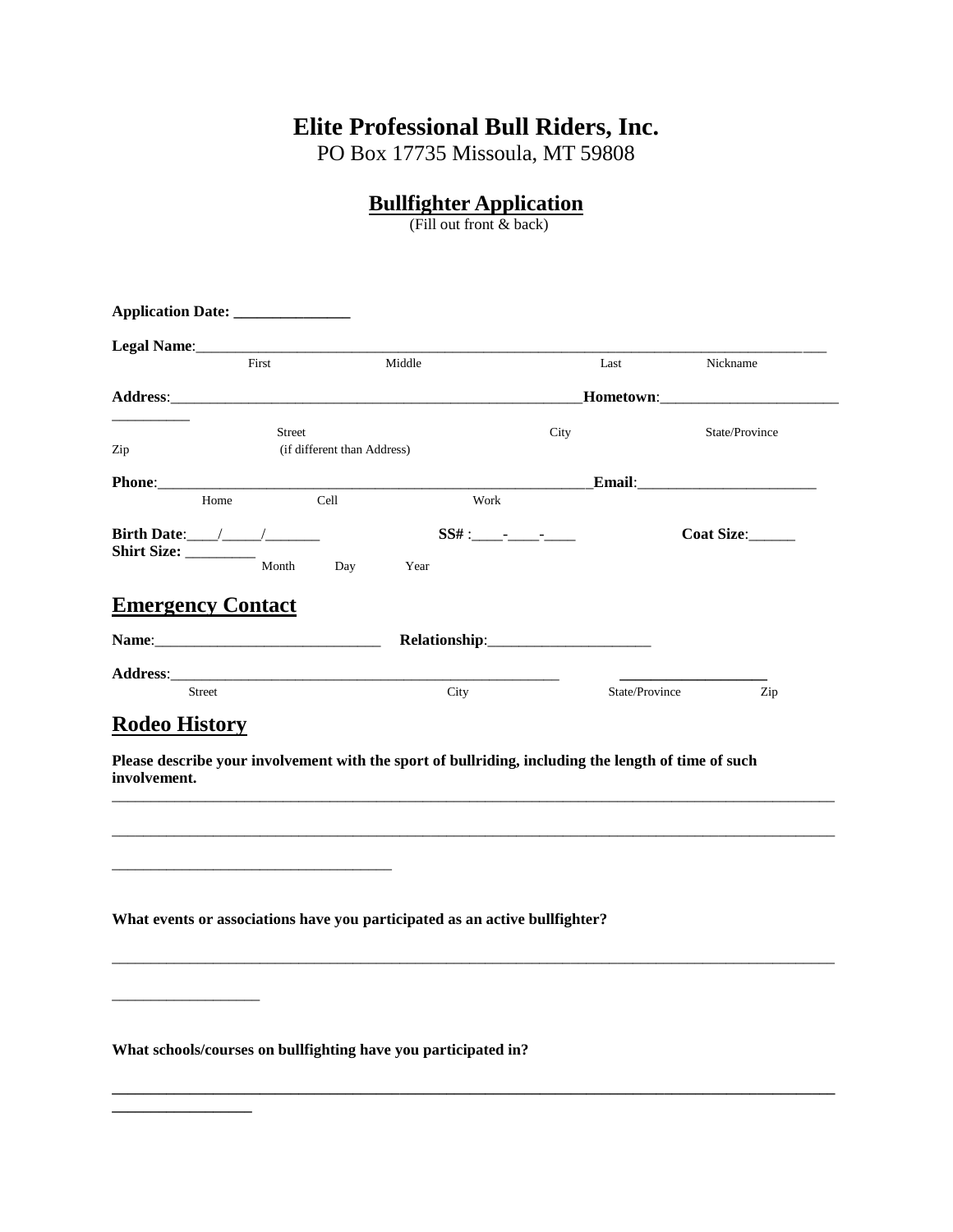# Elite Professional Bull Riders, Inc.

PO Box 17735 Missoula, MT 59808

## Bullfighter Application

(Fill out front & back)

**Application Date:** _______________

**Legal Name**:_____________________________________________________________________________________
First Middle Last Nickname

**Address**:__________________________________________________________**Hometown**:_______________________
__________
Street City State/Province
Zip (if different than Address)

**Phone**:_________________________________________________________**Email**:________________________
Home Cell Work

**Birth Date**:____/_____/_______ **SS#** :____-____-____ **Coat Size**:______
**Shirt Size:** _________
Month Day Year

## Emergency Contact

**Name**:______________________________ **Relationship**:_____________________

**Address**:_____________________________________________________ ___________________
Street City State/Province Zip

## Rodeo History

**Please describe your involvement with the sport of bullriding, including the length of time of such involvement.**

______________________________________________________________________________________________

______________________________________________________________________________________________

____________________________________

**What events or associations have you participated as an active bullfighter?**

______________________________________________________________________________________________

___________________

**What schools/courses on bullfighting have you participated in?**

______________________________________________________________________________________________
__________________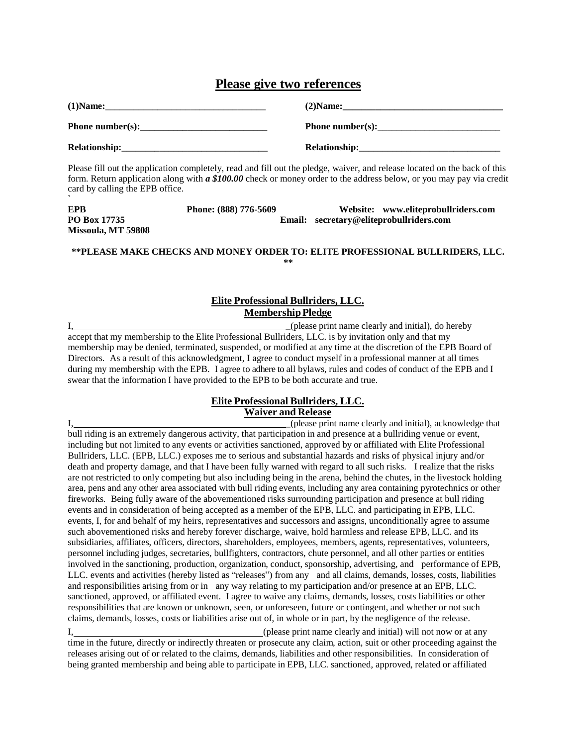## Please give two references

| | |
|---|---|
| **(1)Name:**\_\_\_\_\_\_\_\_\_\_\_\_\_\_\_\_\_\_\_\_\_\_\_\_\_\_\_\_\_\_\_\_\_\_\_ | **(2)Name:**\_\_\_\_\_\_\_\_\_\_\_\_\_\_\_\_\_\_\_\_\_\_\_\_\_\_\_\_\_\_\_\_\_\_\_ |
| **Phone number(s):**\_\_\_\_\_\_\_\_\_\_\_\_\_\_\_\_\_\_\_\_\_\_\_\_\_\_\_ | **Phone number(s):**\_\_\_\_\_\_\_\_\_\_\_\_\_\_\_\_\_\_\_\_\_\_\_\_\_\_\_ |
| **Relationship:**\_\_\_\_\_\_\_\_\_\_\_\_\_\_\_\_\_\_\_\_\_\_\_\_\_\_\_\_\_\_\_ | **Relationship:**\_\_\_\_\_\_\_\_\_\_\_\_\_\_\_\_\_\_\_\_\_\_\_\_\_\_\_\_\_\_\_ |

Please fill out the application completely, read and fill out the pledge, waiver, and release located on the back of this form. Return application along with ***a $100.00*** check or money order to the address below, or you may pay via credit card by calling the EPB office.

`

**EPB**
**PO Box 17735**
**Missoula, MT 59808**

**Phone: (888) 776-5609**

**Website: www.eliteprobullriders.com**
**Email: secretary@eliteprobullriders.com**

**\*\*PLEASE MAKE CHECKS AND MONEY ORDER TO: ELITE PROFESSIONAL BULLRIDERS, LLC. \*\***

### Elite Professional Bullriders, LLC.
### Membership Pledge

I,\_\_\_\_\_\_\_\_\_\_\_\_\_\_\_\_\_\_\_\_\_\_\_\_\_\_\_\_\_\_\_\_\_\_\_\_\_\_\_\_\_\_\_\_\_\_(please print name clearly and initial), do hereby accept that my membership to the Elite Professional Bullriders, LLC. is by invitation only and that my membership may be denied, terminated, suspended, or modified at any time at the discretion of the EPB Board of Directors. As a result of this acknowledgment, I agree to conduct myself in a professional manner at all times during my membership with the EPB. I agree to adhere to all bylaws, rules and codes of conduct of the EPB and I swear that the information I have provided to the EPB to be both accurate and true.

### Elite Professional Bullriders, LLC.
### Waiver and Release

I,\_\_\_\_\_\_\_\_\_\_\_\_\_\_\_\_\_\_\_\_\_\_\_\_\_\_\_\_\_\_\_\_\_\_\_\_\_\_\_\_\_\_\_\_\_\_(please print name clearly and initial), acknowledge that bull riding is an extremely dangerous activity, that participation in and presence at a bullriding venue or event, including but not limited to any events or activities sanctioned, approved by or affiliated with Elite Professional Bullriders, LLC. (EPB, LLC.) exposes me to serious and substantial hazards and risks of physical injury and/or death and property damage, and that I have been fully warned with regard to all such risks. I realize that the risks are not restricted to only competing but also including being in the arena, behind the chutes, in the livestock holding area, pens and any other area associated with bull riding events, including any area containing pyrotechnics or other fireworks. Being fully aware of the abovementioned risks surrounding participation and presence at bull riding events and in consideration of being accepted as a member of the EPB, LLC. and participating in EPB, LLC. events, I, for and behalf of my heirs, representatives and successors and assigns, unconditionally agree to assume such abovementioned risks and hereby forever discharge, waive, hold harmless and release EPB, LLC. and its subsidiaries, affiliates, officers, directors, shareholders, employees, members, agents, representatives, volunteers, personnel including judges, secretaries, bullfighters, contractors, chute personnel, and all other parties or entities involved in the sanctioning, production, organization, conduct, sponsorship, advertising, and performance of EPB, LLC. events and activities (hereby listed as "releases") from any and all claims, demands, losses, costs, liabilities and responsibilities arising from or in any way relating to my participation and/or presence at an EPB, LLC. sanctioned, approved, or affiliated event. I agree to waive any claims, demands, losses, costs liabilities or other responsibilities that are known or unknown, seen, or unforeseen, future or contingent, and whether or not such claims, demands, losses, costs or liabilities arise out of, in whole or in part, by the negligence of the release.

I,\_\_\_\_\_\_\_\_\_\_\_\_\_\_\_\_\_\_\_\_\_\_\_\_\_\_\_\_\_\_\_\_\_\_\_\_\_\_\_\_\_(please print name clearly and initial) will not now or at any time in the future, directly or indirectly threaten or prosecute any claim, action, suit or other proceeding against the releases arising out of or related to the claims, demands, liabilities and other responsibilities. In consideration of being granted membership and being able to participate in EPB, LLC. sanctioned, approved, related or affiliated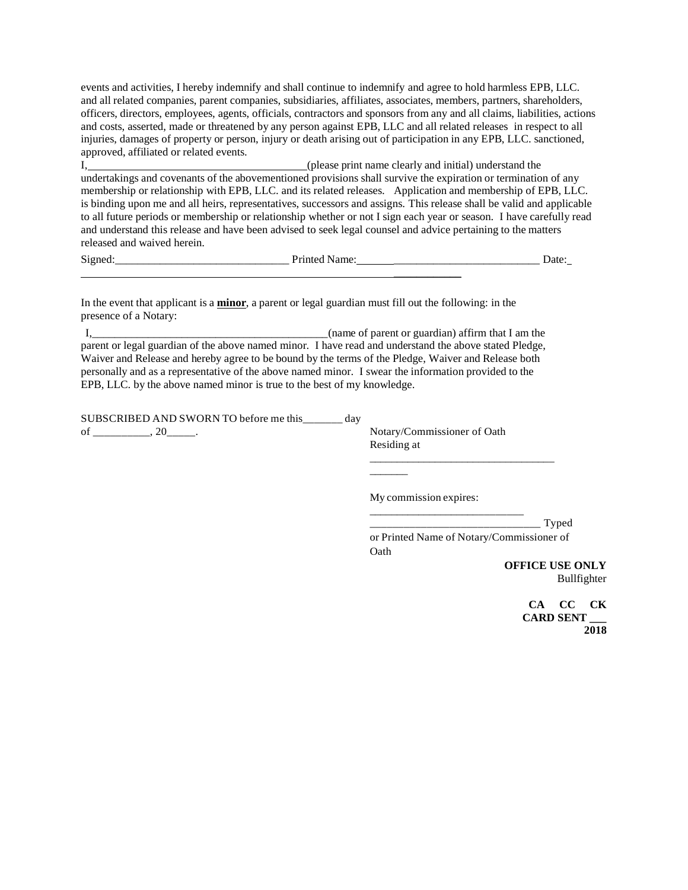events and activities, I hereby indemnify and shall continue to indemnify and agree to hold harmless EPB, LLC. and all related companies, parent companies, subsidiaries, affiliates, associates, members, partners, shareholders, officers, directors, employees, agents, officials, contractors and sponsors from any and all claims, liabilities, actions and costs, asserted, made or threatened by any person against EPB, LLC and all related releases in respect to all injuries, damages of property or person, injury or death arising out of participation in any EPB, LLC. sanctioned, approved, affiliated or related events.

I,\_\_\_\_\_\_\_\_\_\_\_\_\_\_\_\_\_\_\_\_\_\_\_\_\_\_\_\_\_\_\_\_\_\_\_\_\_\_\_(please print name clearly and initial) understand the undertakings and covenants of the abovementioned provisions shall survive the expiration or termination of any membership or relationship with EPB, LLC. and its related releases. Application and membership of EPB, LLC. is binding upon me and all heirs, representatives, successors and assigns. This release shall be valid and applicable to all future periods or membership or relationship whether or not I sign each year or season. I have carefully read and understand this release and have been advised to seek legal counsel and advice pertaining to the matters released and waived herein.

Signed:\_\_\_\_\_\_\_\_\_\_\_\_\_\_\_\_\_\_\_\_\_\_\_\_\_\_\_\_\_\_\_ Printed Name:\_\_\_\_\_\_\_\_\_\_\_\_\_\_\_\_\_\_\_\_\_\_\_\_\_\_\_\_\_\_\_\_\_ Date:\_\_\_\_\_\_\_\_\_\_\_\_\_\_\_\_\_

In the event that applicant is a **minor**, a parent or legal guardian must fill out the following: in the presence of a Notary:

I,\_\_\_\_\_\_\_\_\_\_\_\_\_\_\_\_\_\_\_\_\_\_\_\_\_\_\_\_\_\_\_\_\_\_\_\_\_\_\_\_\_(name of parent or guardian) affirm that I am the parent or legal guardian of the above named minor. I have read and understand the above stated Pledge, Waiver and Release and hereby agree to be bound by the terms of the Pledge, Waiver and Release both personally and as a representative of the above named minor. I swear the information provided to the EPB, LLC. by the above named minor is true to the best of my knowledge.

SUBSCRIBED AND SWORN TO before me this\_\_\_\_\_\_\_ day of \_\_\_\_\_\_\_\_\_\_, 20\_\_\_\_\_.

Notary/Commissioner of Oath
Residing at
\_\_\_\_\_\_\_\_\_\_\_\_\_\_\_\_\_\_\_\_\_\_\_\_\_\_\_\_\_\_\_\_\_\_\_\_\_\_\_\_

My commission expires:
\_\_\_\_\_\_\_\_\_\_\_\_\_\_\_\_\_\_\_\_\_\_\_\_\_\_\_\_

\_\_\_\_\_\_\_\_\_\_\_\_\_\_\_\_\_\_\_\_\_\_\_\_\_\_\_\_\_\_ Typed or Printed Name of Notary/Commissioner of Oath

**OFFICE USE ONLY**
Bullfighter

**CA CC CK**
**CARD SENT \_\_\_**
**2018**